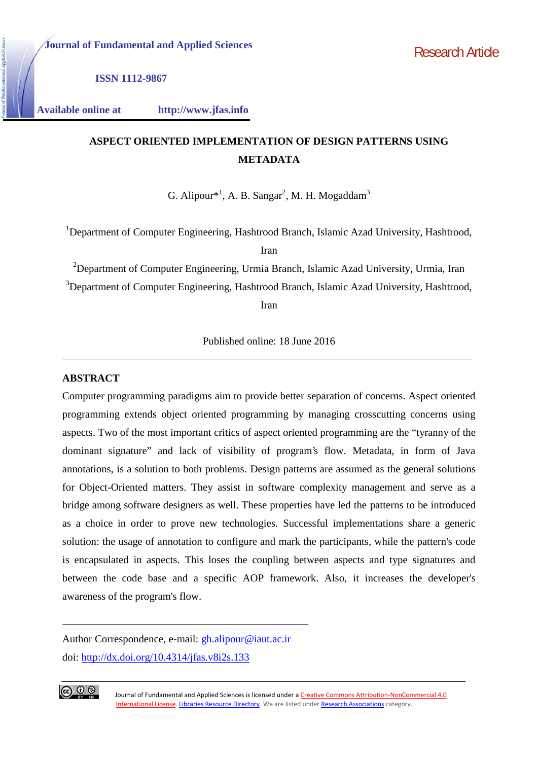Journal of Fundamental and Applied Sciences

ISSN 1112-9867

Available online at http://www.jfas.info

Research Article

# ASPECT ORIENTED IMPLEMENTATION OF DESIGN PATTERNS USING METADATA

G. Alipour*[1], A. B. Sangar[2], M. H. Mogaddam[3]

[1]Department of Computer Engineering, Hashtrood Branch, Islamic Azad University, Hashtrood, Iran

[2]Department of Computer Engineering, Urmia Branch, Islamic Azad University, Urmia, Iran

[3]Department of Computer Engineering, Hashtrood Branch, Islamic Azad University, Hashtrood, Iran

Published online: 18 June 2016

## ABSTRACT

Computer programming paradigms aim to provide better separation of concerns. Aspect oriented programming extends object oriented programming by managing crosscutting concerns using aspects. Two of the most important critics of aspect oriented programming are the "tyranny of the dominant signature" and lack of visibility of program's flow. Metadata, in form of Java annotations, is a solution to both problems. Design patterns are assumed as the general solutions for Object-Oriented matters. They assist in software complexity management and serve as a bridge among software designers as well. These properties have led the patterns to be introduced as a choice in order to prove new technologies. Successful implementations share a generic solution: the usage of annotation to configure and mark the participants, while the pattern's code is encapsulated in aspects. This loses the coupling between aspects and type signatures and between the code base and a specific AOP framework. Also, it increases the developer's awareness of the program's flow.

---

Author Correspondence, e-mail: gh.alipour@iaut.ac.ir

doi: http://dx.doi.org/10.4314/jfas.v8i2s.133

Journal of Fundamental and Applied Sciences is licensed under a Creative Commons Attribution-NonCommercial 4.0 International License. Libraries Resource Directory. We are listed under Research Associations category.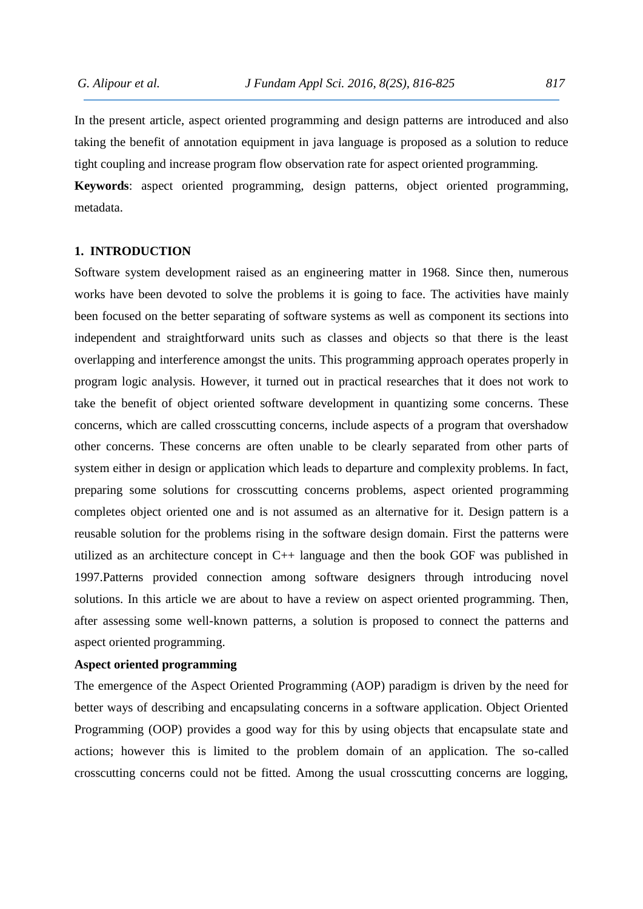In the present article, aspect oriented programming and design patterns are introduced and also taking the benefit of annotation equipment in java language is proposed as a solution to reduce tight coupling and increase program flow observation rate for aspect oriented programming.

**Keywords**: aspect oriented programming, design patterns, object oriented programming, metadata.

## 1. INTRODUCTION

Software system development raised as an engineering matter in 1968. Since then, numerous works have been devoted to solve the problems it is going to face. The activities have mainly been focused on the better separating of software systems as well as component its sections into independent and straightforward units such as classes and objects so that there is the least overlapping and interference amongst the units. This programming approach operates properly in program logic analysis. However, it turned out in practical researches that it does not work to take the benefit of object oriented software development in quantizing some concerns. These concerns, which are called crosscutting concerns, include aspects of a program that overshadow other concerns. These concerns are often unable to be clearly separated from other parts of system either in design or application which leads to departure and complexity problems. In fact, preparing some solutions for crosscutting concerns problems, aspect oriented programming completes object oriented one and is not assumed as an alternative for it. Design pattern is a reusable solution for the problems rising in the software design domain. First the patterns were utilized as an architecture concept in C++ language and then the book GOF was published in 1997.Patterns provided connection among software designers through introducing novel solutions. In this article we are about to have a review on aspect oriented programming. Then, after assessing some well-known patterns, a solution is proposed to connect the patterns and aspect oriented programming.

### Aspect oriented programming

The emergence of the Aspect Oriented Programming (AOP) paradigm is driven by the need for better ways of describing and encapsulating concerns in a software application. Object Oriented Programming (OOP) provides a good way for this by using objects that encapsulate state and actions; however this is limited to the problem domain of an application. The so-called crosscutting concerns could not be fitted. Among the usual crosscutting concerns are logging,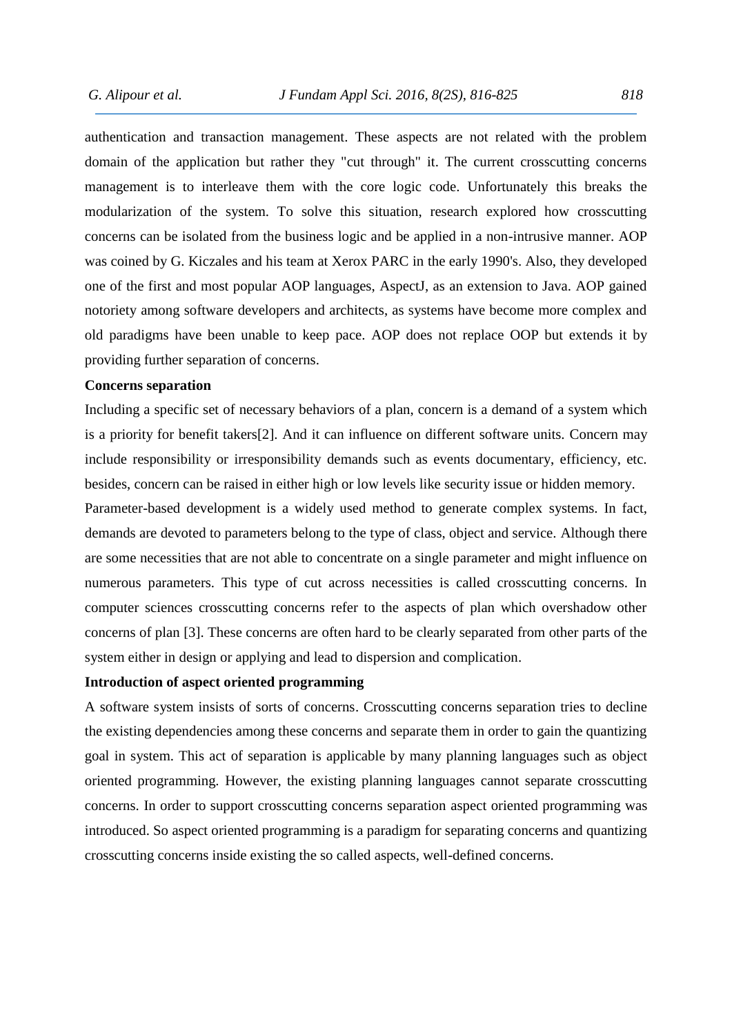authentication and transaction management. These aspects are not related with the problem domain of the application but rather they "cut through" it. The current crosscutting concerns management is to interleave them with the core logic code. Unfortunately this breaks the modularization of the system. To solve this situation, research explored how crosscutting concerns can be isolated from the business logic and be applied in a non-intrusive manner. AOP was coined by G. Kiczales and his team at Xerox PARC in the early 1990's. Also, they developed one of the first and most popular AOP languages, AspectJ, as an extension to Java. AOP gained notoriety among software developers and architects, as systems have become more complex and old paradigms have been unable to keep pace. AOP does not replace OOP but extends it by providing further separation of concerns.

**Concerns separation**

Including a specific set of necessary behaviors of a plan, concern is a demand of a system which is a priority for benefit takers[2]. And it can influence on different software units. Concern may include responsibility or irresponsibility demands such as events documentary, efficiency, etc. besides, concern can be raised in either high or low levels like security issue or hidden memory.

Parameter-based development is a widely used method to generate complex systems. In fact, demands are devoted to parameters belong to the type of class, object and service. Although there are some necessities that are not able to concentrate on a single parameter and might influence on numerous parameters. This type of cut across necessities is called crosscutting concerns. In computer sciences crosscutting concerns refer to the aspects of plan which overshadow other concerns of plan [3]. These concerns are often hard to be clearly separated from other parts of the system either in design or applying and lead to dispersion and complication.

**Introduction of aspect oriented programming**

A software system insists of sorts of concerns. Crosscutting concerns separation tries to decline the existing dependencies among these concerns and separate them in order to gain the quantizing goal in system. This act of separation is applicable by many planning languages such as object oriented programming. However, the existing planning languages cannot separate crosscutting concerns. In order to support crosscutting concerns separation aspect oriented programming was introduced. So aspect oriented programming is a paradigm for separating concerns and quantizing crosscutting concerns inside existing the so called aspects, well-defined concerns.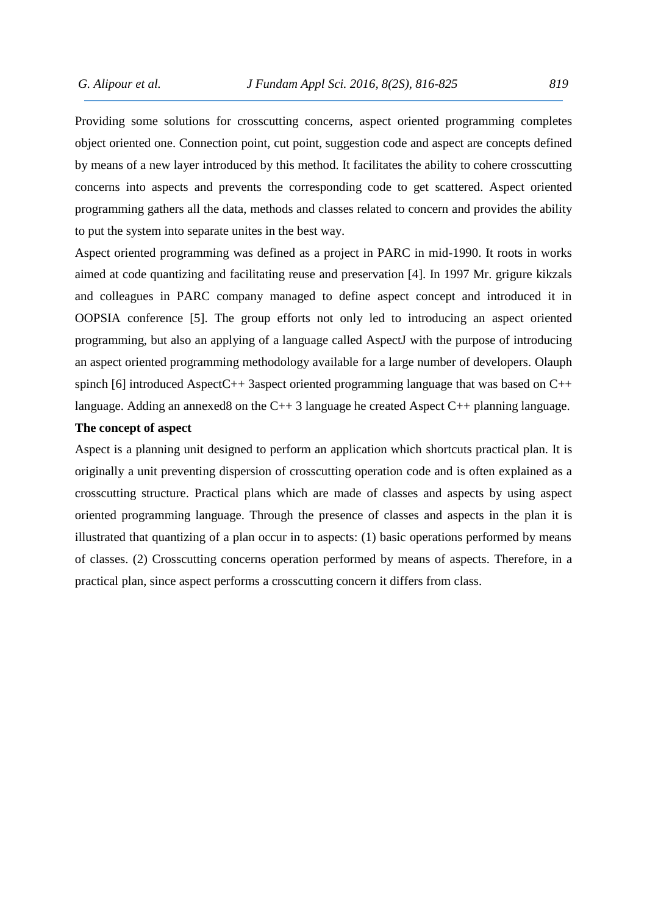Providing some solutions for crosscutting concerns, aspect oriented programming completes object oriented one. Connection point, cut point, suggestion code and aspect are concepts defined by means of a new layer introduced by this method. It facilitates the ability to cohere crosscutting concerns into aspects and prevents the corresponding code to get scattered. Aspect oriented programming gathers all the data, methods and classes related to concern and provides the ability to put the system into separate unites in the best way.

Aspect oriented programming was defined as a project in PARC in mid-1990. It roots in works aimed at code quantizing and facilitating reuse and preservation [4]. In 1997 Mr. grigure kikzals and colleagues in PARC company managed to define aspect concept and introduced it in OOPSIA conference [5]. The group efforts not only led to introducing an aspect oriented programming, but also an applying of a language called AspectJ with the purpose of introducing an aspect oriented programming methodology available for a large number of developers. Olauph spinch [6] introduced AspectC++ 3aspect oriented programming language that was based on C++ language. Adding an annexed8 on the C++ 3 language he created Aspect C++ planning language.

**The concept of aspect**

Aspect is a planning unit designed to perform an application which shortcuts practical plan. It is originally a unit preventing dispersion of crosscutting operation code and is often explained as a crosscutting structure. Practical plans which are made of classes and aspects by using aspect oriented programming language. Through the presence of classes and aspects in the plan it is illustrated that quantizing of a plan occur in to aspects: (1) basic operations performed by means of classes. (2) Crosscutting concerns operation performed by means of aspects. Therefore, in a practical plan, since aspect performs a crosscutting concern it differs from class.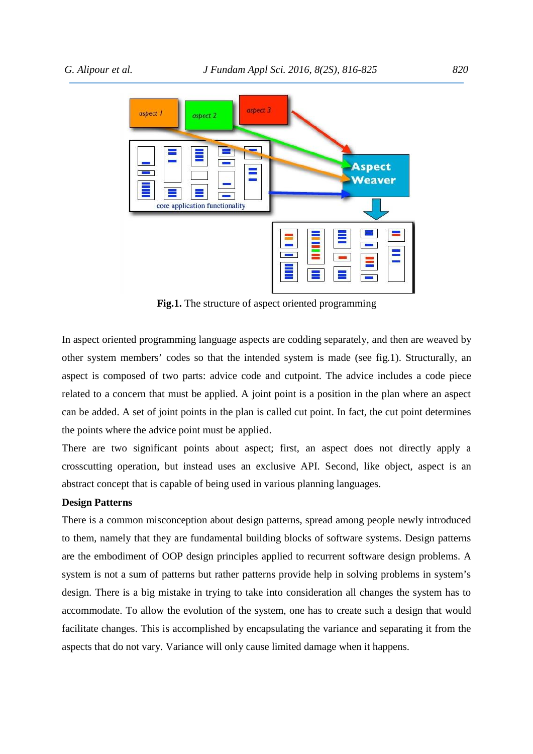**Fig.1.** The structure of aspect oriented programming

In aspect oriented programming language aspects are codding separately, and then are weaved by other system members' codes so that the intended system is made (see fig.1). Structurally, an aspect is composed of two parts: advice code and cutpoint. The advice includes a code piece related to a concern that must be applied. A joint point is a position in the plan where an aspect can be added. A set of joint points in the plan is called cut point. In fact, the cut point determines the points where the advice point must be applied.

There are two significant points about aspect; first, an aspect does not directly apply a crosscutting operation, but instead uses an exclusive API. Second, like object, aspect is an abstract concept that is capable of being used in various planning languages.

**Design Patterns**

There is a common misconception about design patterns, spread among people newly introduced to them, namely that they are fundamental building blocks of software systems. Design patterns are the embodiment of OOP design principles applied to recurrent software design problems. A system is not a sum of patterns but rather patterns provide help in solving problems in system's design. There is a big mistake in trying to take into consideration all changes the system has to accommodate. To allow the evolution of the system, one has to create such a design that would facilitate changes. This is accomplished by encapsulating the variance and separating it from the aspects that do not vary. Variance will only cause limited damage when it happens.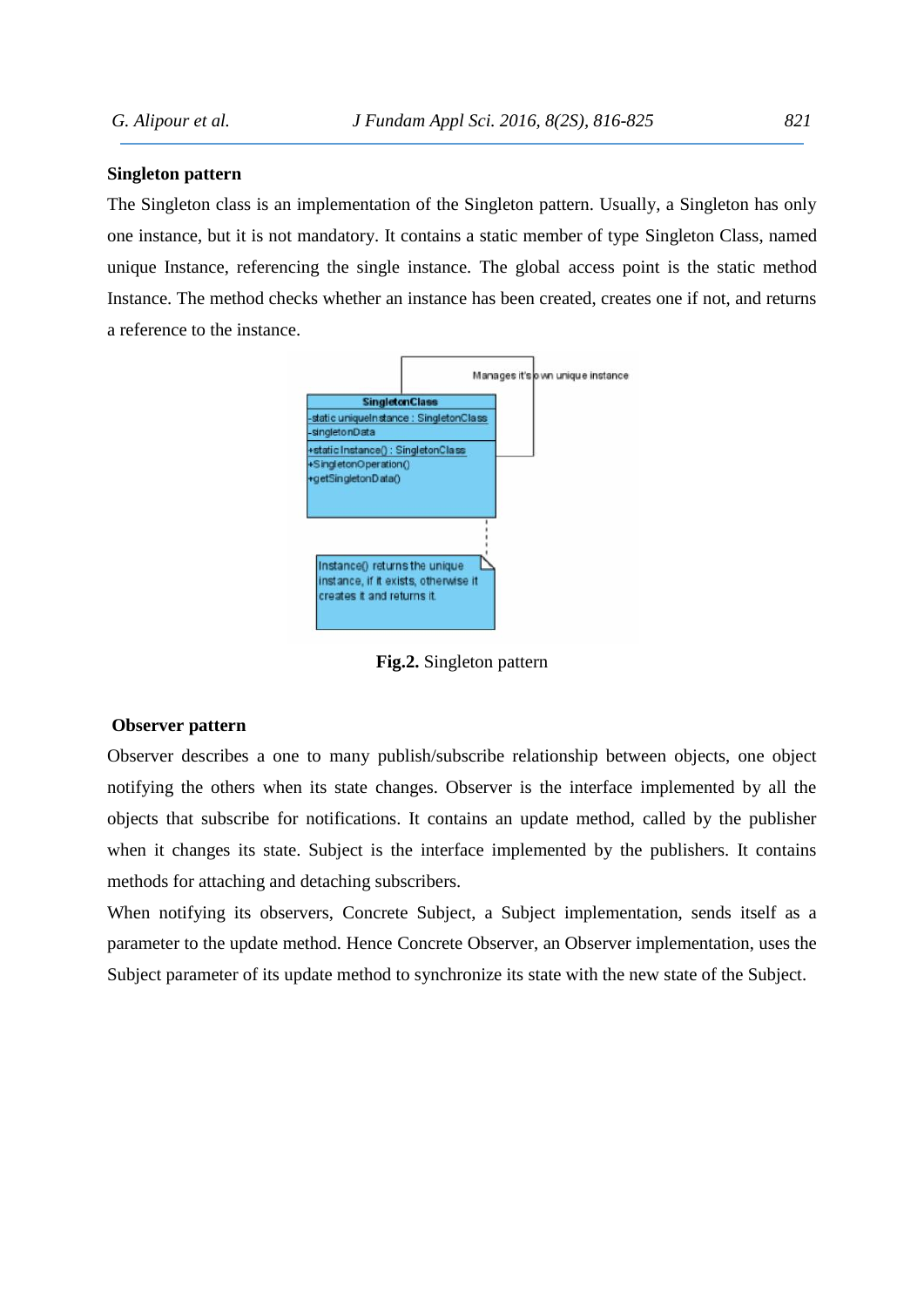**Singleton pattern**

The Singleton class is an implementation of the Singleton pattern. Usually, a Singleton has only one instance, but it is not mandatory. It contains a static member of type Singleton Class, named unique Instance, referencing the single instance. The global access point is the static method Instance. The method checks whether an instance has been created, creates one if not, and returns a reference to the instance.

**Fig.2.** Singleton pattern

**Observer pattern**

Observer describes a one to many publish/subscribe relationship between objects, one object notifying the others when its state changes. Observer is the interface implemented by all the objects that subscribe for notifications. It contains an update method, called by the publisher when it changes its state. Subject is the interface implemented by the publishers. It contains methods for attaching and detaching subscribers.

When notifying its observers, Concrete Subject, a Subject implementation, sends itself as a parameter to the update method. Hence Concrete Observer, an Observer implementation, uses the Subject parameter of its update method to synchronize its state with the new state of the Subject.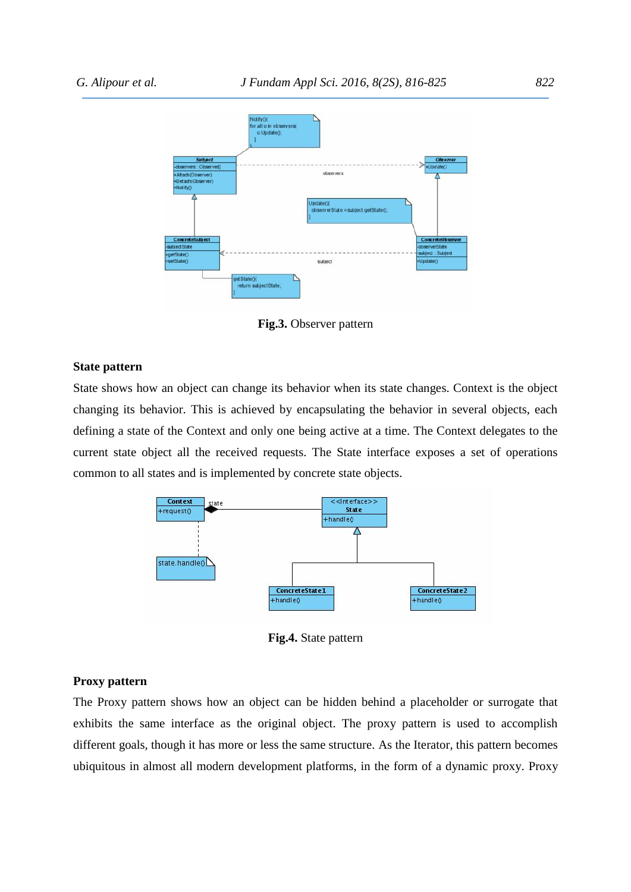**Fig.3.** Observer pattern

### State pattern

State shows how an object can change its behavior when its state changes. Context is the object changing its behavior. This is achieved by encapsulating the behavior in several objects, each defining a state of the Context and only one being active at a time. The Context delegates to the current state object all the received requests. The State interface exposes a set of operations common to all states and is implemented by concrete state objects.

**Fig.4.** State pattern

### Proxy pattern

The Proxy pattern shows how an object can be hidden behind a placeholder or surrogate that exhibits the same interface as the original object. The proxy pattern is used to accomplish different goals, though it has more or less the same structure. As the Iterator, this pattern becomes ubiquitous in almost all modern development platforms, in the form of a dynamic proxy. Proxy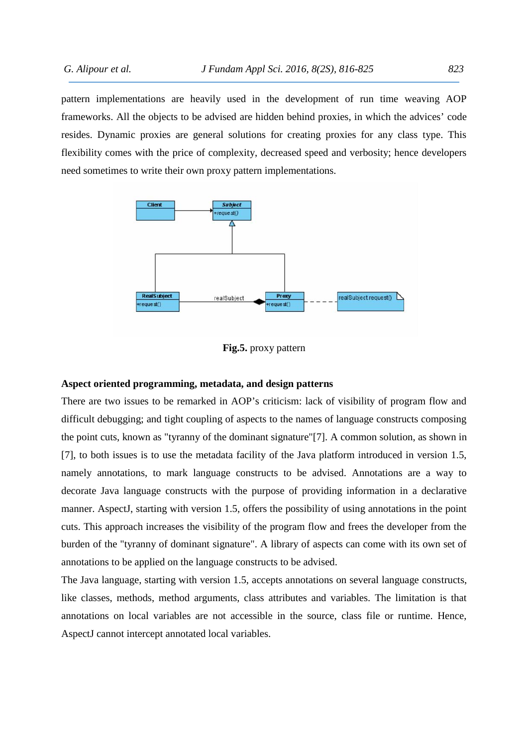pattern implementations are heavily used in the development of run time weaving AOP frameworks. All the objects to be advised are hidden behind proxies, in which the advices' code resides. Dynamic proxies are general solutions for creating proxies for any class type. This flexibility comes with the price of complexity, decreased speed and verbosity; hence developers need sometimes to write their own proxy pattern implementations.

**Fig.5.** proxy pattern

### Aspect oriented programming, metadata, and design patterns

There are two issues to be remarked in AOP's criticism: lack of visibility of program flow and difficult debugging; and tight coupling of aspects to the names of language constructs composing the point cuts, known as "tyranny of the dominant signature"[7]. A common solution, as shown in [7], to both issues is to use the metadata facility of the Java platform introduced in version 1.5, namely annotations, to mark language constructs to be advised. Annotations are a way to decorate Java language constructs with the purpose of providing information in a declarative manner. AspectJ, starting with version 1.5, offers the possibility of using annotations in the point cuts. This approach increases the visibility of the program flow and frees the developer from the burden of the "tyranny of dominant signature". A library of aspects can come with its own set of annotations to be applied on the language constructs to be advised.

The Java language, starting with version 1.5, accepts annotations on several language constructs, like classes, methods, method arguments, class attributes and variables. The limitation is that annotations on local variables are not accessible in the source, class file or runtime. Hence, AspectJ cannot intercept annotated local variables.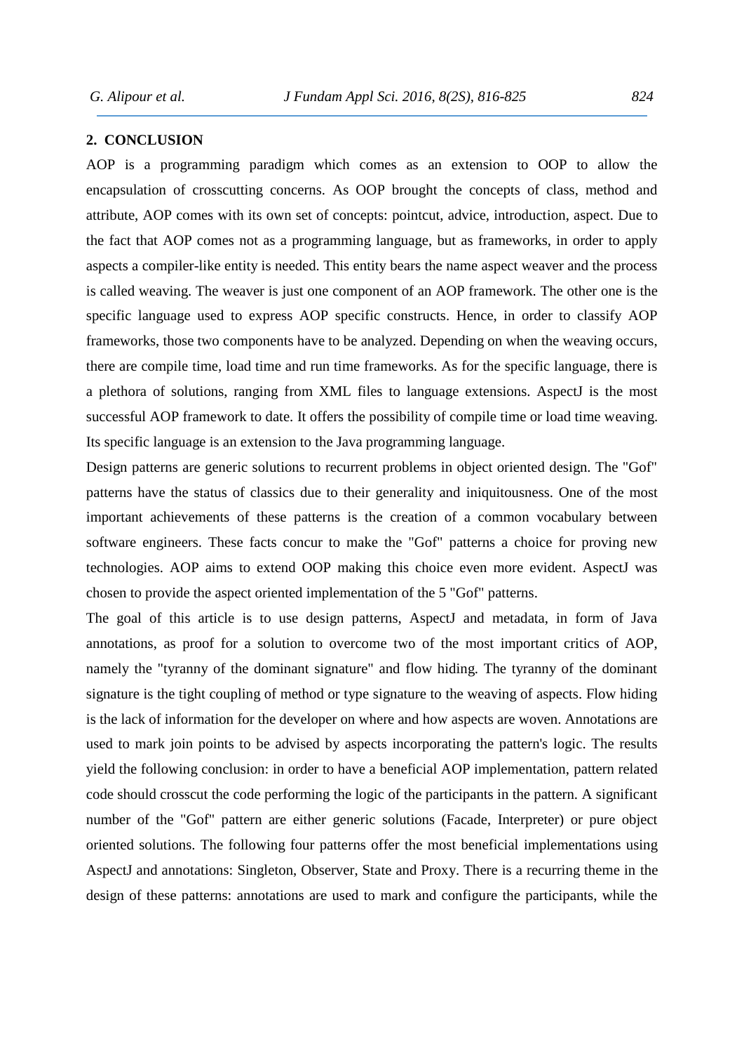## 2. CONCLUSION

AOP is a programming paradigm which comes as an extension to OOP to allow the encapsulation of crosscutting concerns. As OOP brought the concepts of class, method and attribute, AOP comes with its own set of concepts: pointcut, advice, introduction, aspect. Due to the fact that AOP comes not as a programming language, but as frameworks, in order to apply aspects a compiler-like entity is needed. This entity bears the name aspect weaver and the process is called weaving. The weaver is just one component of an AOP framework. The other one is the specific language used to express AOP specific constructs. Hence, in order to classify AOP frameworks, those two components have to be analyzed. Depending on when the weaving occurs, there are compile time, load time and run time frameworks. As for the specific language, there is a plethora of solutions, ranging from XML files to language extensions. AspectJ is the most successful AOP framework to date. It offers the possibility of compile time or load time weaving. Its specific language is an extension to the Java programming language.

Design patterns are generic solutions to recurrent problems in object oriented design. The "Gof" patterns have the status of classics due to their generality and iniquitousness. One of the most important achievements of these patterns is the creation of a common vocabulary between software engineers. These facts concur to make the "Gof" patterns a choice for proving new technologies. AOP aims to extend OOP making this choice even more evident. AspectJ was chosen to provide the aspect oriented implementation of the 5 "Gof" patterns.

The goal of this article is to use design patterns, AspectJ and metadata, in form of Java annotations, as proof for a solution to overcome two of the most important critics of AOP, namely the "tyranny of the dominant signature" and flow hiding. The tyranny of the dominant signature is the tight coupling of method or type signature to the weaving of aspects. Flow hiding is the lack of information for the developer on where and how aspects are woven. Annotations are used to mark join points to be advised by aspects incorporating the pattern's logic. The results yield the following conclusion: in order to have a beneficial AOP implementation, pattern related code should crosscut the code performing the logic of the participants in the pattern. A significant number of the "Gof" pattern are either generic solutions (Facade, Interpreter) or pure object oriented solutions. The following four patterns offer the most beneficial implementations using AspectJ and annotations: Singleton, Observer, State and Proxy. There is a recurring theme in the design of these patterns: annotations are used to mark and configure the participants, while the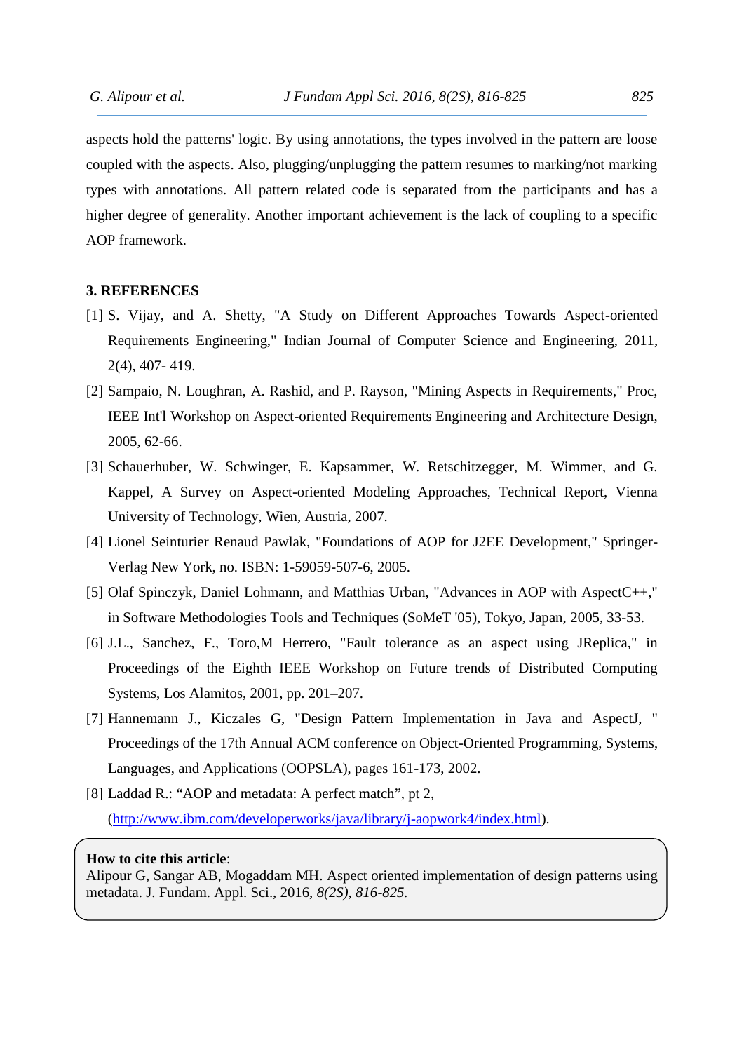aspects hold the patterns' logic. By using annotations, the types involved in the pattern are loose coupled with the aspects. Also, plugging/unplugging the pattern resumes to marking/not marking types with annotations. All pattern related code is separated from the participants and has a higher degree of generality. Another important achievement is the lack of coupling to a specific AOP framework.

### 3. REFERENCES

[1] S. Vijay, and A. Shetty, "A Study on Different Approaches Towards Aspect-oriented Requirements Engineering," Indian Journal of Computer Science and Engineering, 2011, 2(4), 407- 419.

[2] Sampaio, N. Loughran, A. Rashid, and P. Rayson, "Mining Aspects in Requirements," Proc, IEEE Int'l Workshop on Aspect-oriented Requirements Engineering and Architecture Design, 2005, 62-66.

[3] Schauerhuber, W. Schwinger, E. Kapsammer, W. Retschitzegger, M. Wimmer, and G. Kappel, A Survey on Aspect-oriented Modeling Approaches, Technical Report, Vienna University of Technology, Wien, Austria, 2007.

[4] Lionel Seinturier Renaud Pawlak, "Foundations of AOP for J2EE Development," Springer-Verlag New York, no. ISBN: 1-59059-507-6, 2005.

[5] Olaf Spinczyk, Daniel Lohmann, and Matthias Urban, "Advances in AOP with AspectC++," in Software Methodologies Tools and Techniques (SoMeT '05), Tokyo, Japan, 2005, 33-53.

[6] J.L., Sanchez, F., Toro,M Herrero, "Fault tolerance as an aspect using JReplica," in Proceedings of the Eighth IEEE Workshop on Future trends of Distributed Computing Systems, Los Alamitos, 2001, pp. 201–207.

[7] Hannemann J., Kiczales G, "Design Pattern Implementation in Java and AspectJ, " Proceedings of the 17th Annual ACM conference on Object-Oriented Programming, Systems, Languages, and Applications (OOPSLA), pages 161-173, 2002.

[8] Laddad R.: “AOP and metadata: A perfect match”, pt 2, (http://www.ibm.com/developerworks/java/library/j-aopwork4/index.html).

**How to cite this article**:
Alipour G, Sangar AB, Mogaddam MH. Aspect oriented implementation of design patterns using metadata. J. Fundam. Appl. Sci., 2016, *8(2S), 816-825.*